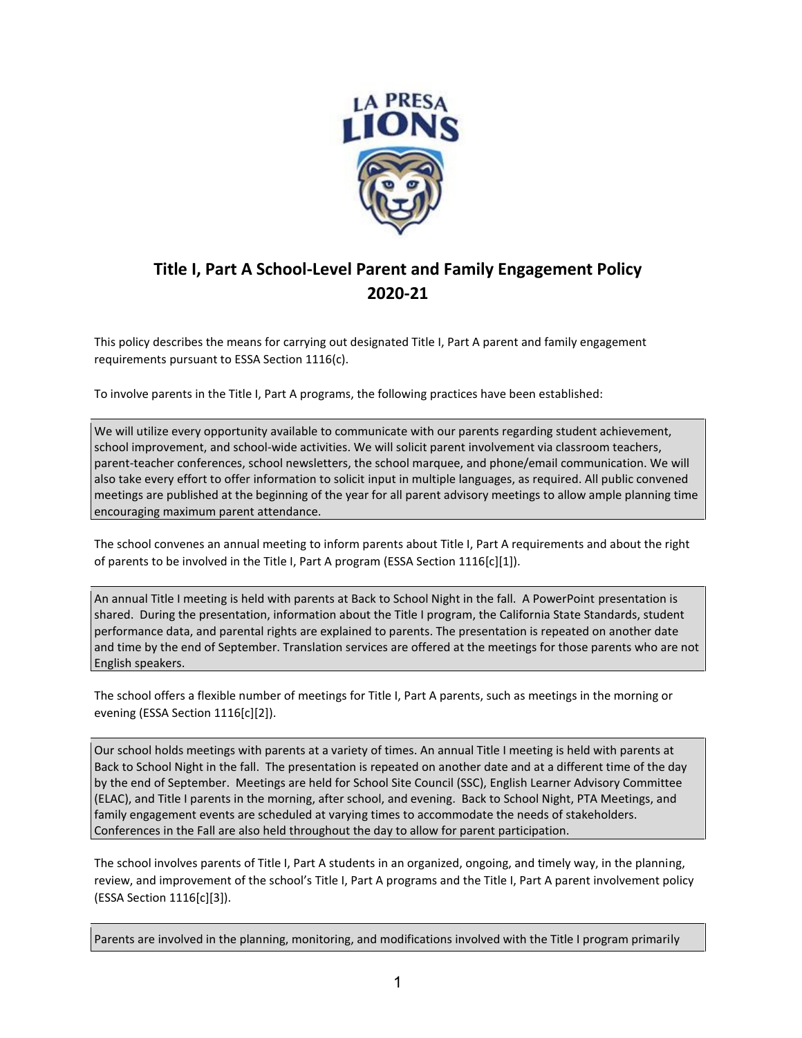# Title I, Part A School-Level Parent and Family Engagement Policy 2020-21

This policy describes the means for carrying out designated Title I, Part A parent and family engagement requirements pursuant to ESSA Section 1116(c).

To involve parents in the Title I, Part A programs, the following practices have been established:

We will utilize every opportunity available to communicate with our parents regarding student achievement, school improvement, and school-wide activities. We will solicit parent involvement via classroom teachers, parent-teacher conferences, school newsletters, the school marquee, and phone/email communication. We will also take every effort to offer information to solicit input in multiple languages, as required. All public convened meetings are published at the beginning of the year for all parent advisory meetings to allow ample planning time encouraging maximum parent attendance.

The school convenes an annual meeting to inform parents about Title I, Part A requirements and about the right of parents to be involved in the Title I, Part A program (ESSA Section 1116[c][1]).

An annual Title I meeting is held with parents at Back to School Night in the fall. A PowerPoint presentation is shared. During the presentation, information about the Title I program, the California State Standards, student performance data, and parental rights are explained to parents. The presentation is repeated on another date and time by the end of September. Translation services are offered at the meetings for those parents who are not English speakers.

The school offers a flexible number of meetings for Title I, Part A parents, such as meetings in the morning or evening (ESSA Section 1116[c][2]).

Our school holds meetings with parents at a variety of times. An annual Title I meeting is held with parents at Back to School Night in the fall. The presentation is repeated on another date and at a different time of the day by the end of September. Meetings are held for School Site Council (SSC), English Learner Advisory Committee (ELAC), and Title I parents in the morning, after school, and evening. Back to School Night, PTA Meetings, and family engagement events are scheduled at varying times to accommodate the needs of stakeholders. Conferences in the Fall are also held throughout the day to allow for parent participation.

The school involves parents of Title I, Part A students in an organized, ongoing, and timely way, in the planning, review, and improvement of the school's Title I, Part A programs and the Title I, Part A parent involvement policy (ESSA Section 1116[c][3]).

Parents are involved in the planning, monitoring, and modifications involved with the Title I program primarily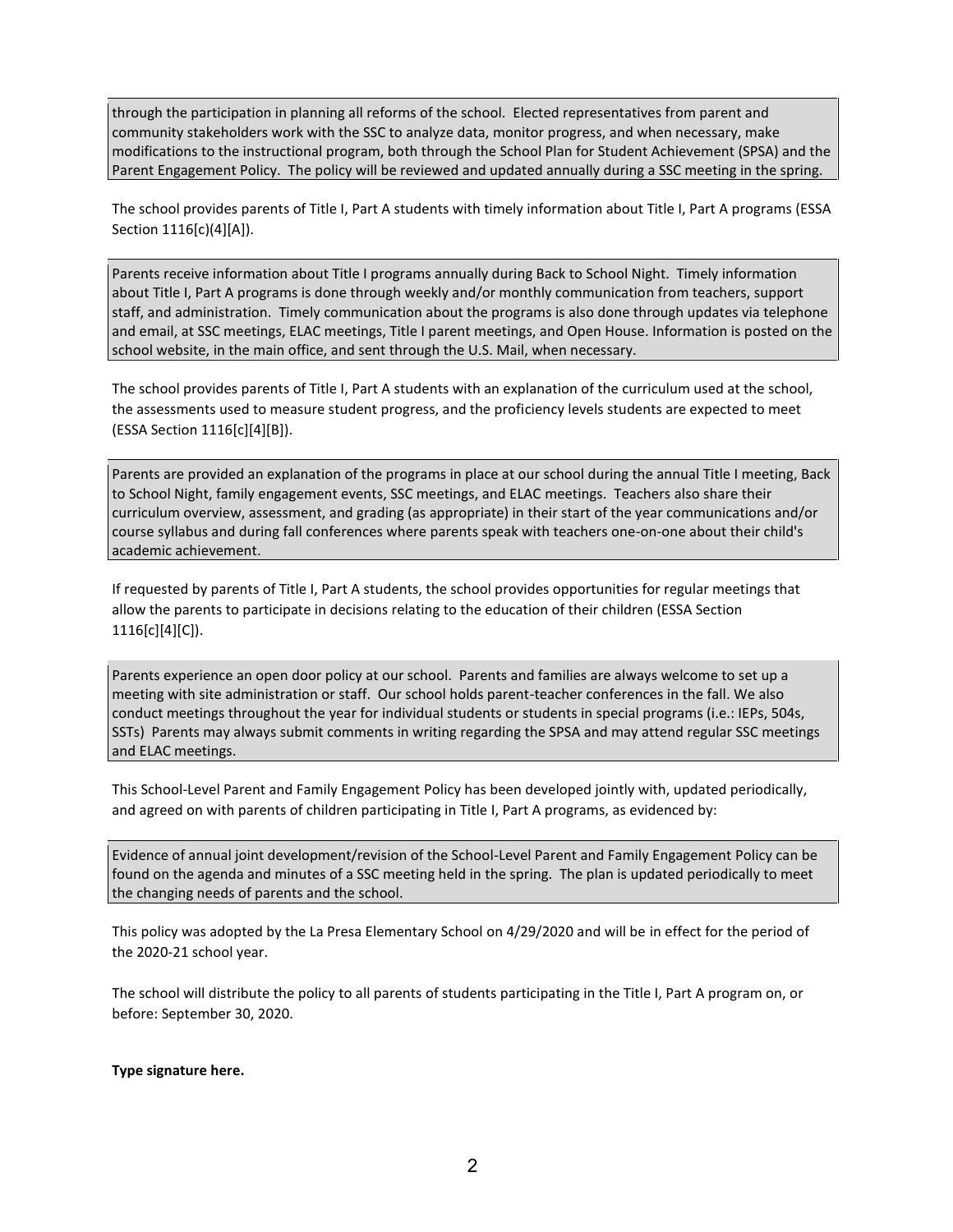through the participation in planning all reforms of the school. Elected representatives from parent and community stakeholders work with the SSC to analyze data, monitor progress, and when necessary, make modifications to the instructional program, both through the School Plan for Student Achievement (SPSA) and the Parent Engagement Policy. The policy will be reviewed and updated annually during a SSC meeting in the spring.

The school provides parents of Title I, Part A students with timely information about Title I, Part A programs (ESSA Section 1116[c)(4][A]).

Parents receive information about Title I programs annually during Back to School Night. Timely information about Title I, Part A programs is done through weekly and/or monthly communication from teachers, support staff, and administration. Timely communication about the programs is also done through updates via telephone and email, at SSC meetings, ELAC meetings, Title I parent meetings, and Open House. Information is posted on the school website, in the main office, and sent through the U.S. Mail, when necessary.

The school provides parents of Title I, Part A students with an explanation of the curriculum used at the school, the assessments used to measure student progress, and the proficiency levels students are expected to meet (ESSA Section 1116[c][4][B]).

Parents are provided an explanation of the programs in place at our school during the annual Title I meeting, Back to School Night, family engagement events, SSC meetings, and ELAC meetings. Teachers also share their curriculum overview, assessment, and grading (as appropriate) in their start of the year communications and/or course syllabus and during fall conferences where parents speak with teachers one-on-one about their child's academic achievement.

If requested by parents of Title I, Part A students, the school provides opportunities for regular meetings that allow the parents to participate in decisions relating to the education of their children (ESSA Section 1116[c][4][C]).

Parents experience an open door policy at our school. Parents and families are always welcome to set up a meeting with site administration or staff. Our school holds parent-teacher conferences in the fall. We also conduct meetings throughout the year for individual students or students in special programs (i.e.: IEPs, 504s, SSTs) Parents may always submit comments in writing regarding the SPSA and may attend regular SSC meetings and ELAC meetings.

This School-Level Parent and Family Engagement Policy has been developed jointly with, updated periodically, and agreed on with parents of children participating in Title I, Part A programs, as evidenced by:

Evidence of annual joint development/revision of the School-Level Parent and Family Engagement Policy can be found on the agenda and minutes of a SSC meeting held in the spring. The plan is updated periodically to meet the changing needs of parents and the school.

This policy was adopted by the La Presa Elementary School on 4/29/2020 and will be in effect for the period of the 2020-21 school year.

The school will distribute the policy to all parents of students participating in the Title I, Part A program on, or before: September 30, 2020.

**Type signature here.**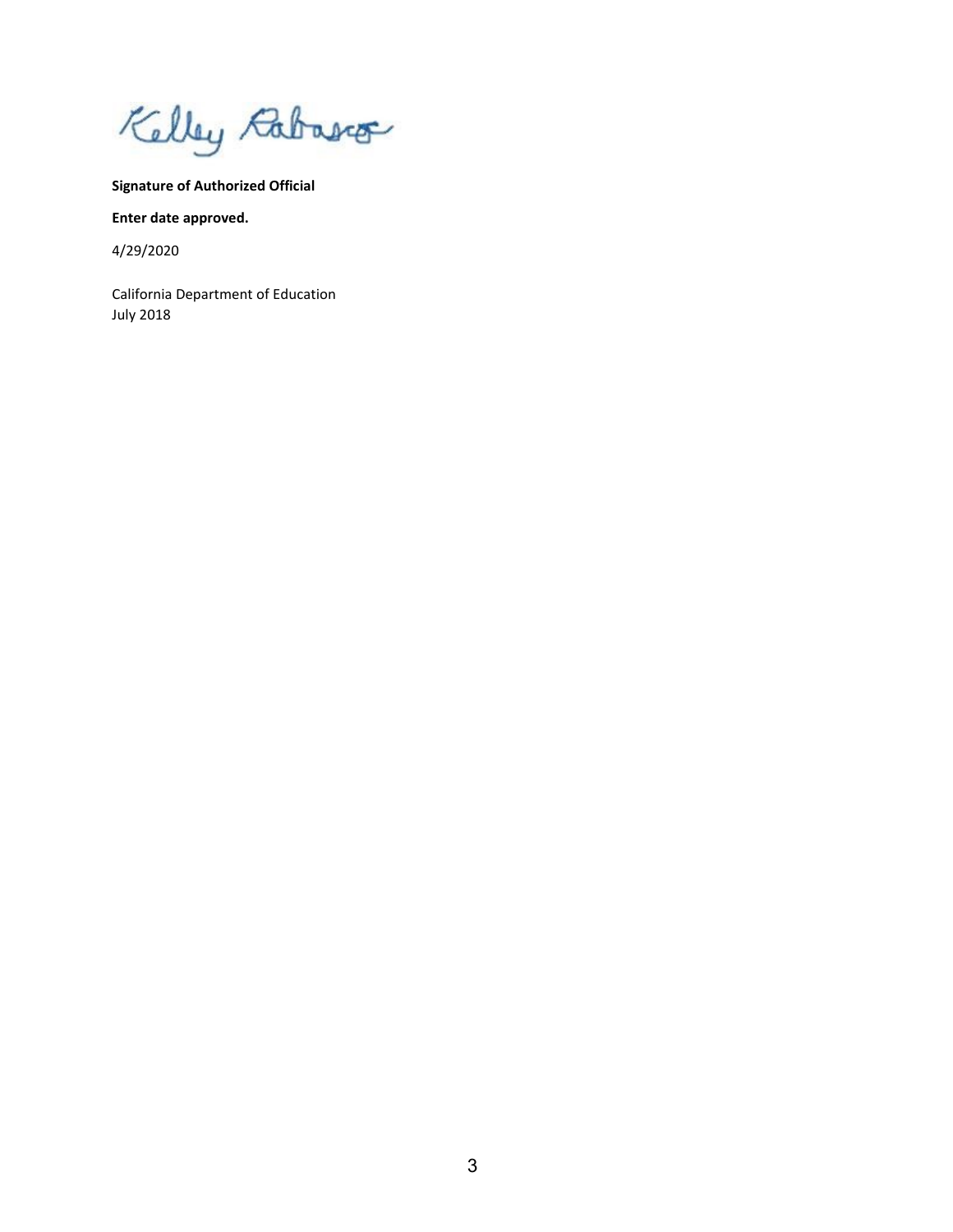**Signature of Authorized Official**

**Enter date approved.**

4/29/2020

California Department of Education
July 2018